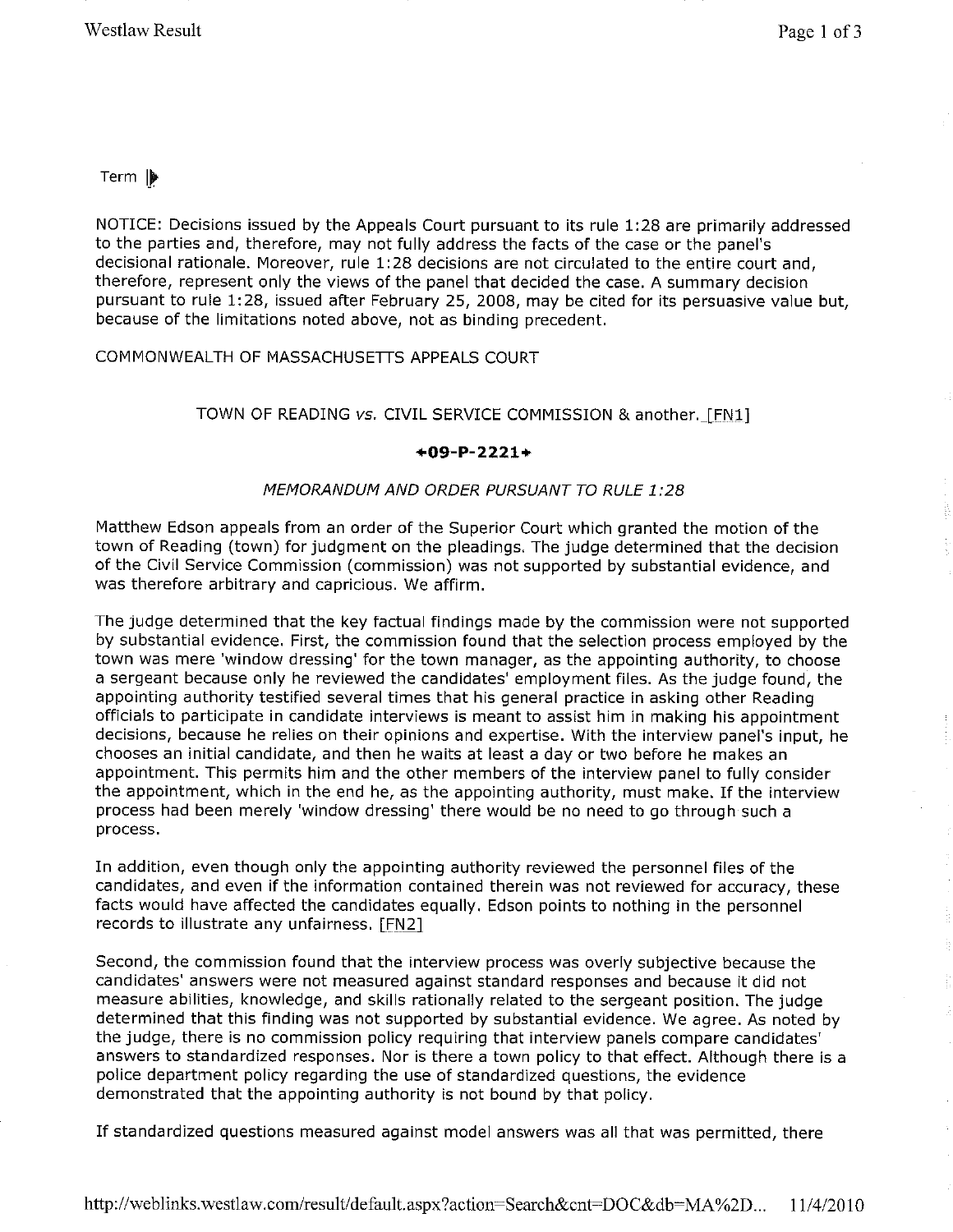Term

NOTICE: Decisions issued by the Appeals Court pursuant to its rule 1:28 are primarily addressed to the parties and, therefore, may not fully address the facts of the case or the panel's decisional rationale. Moreover, rule 1:28 decisions are not circulated to the entire court and, therefore, represent only the views of the panel that decided the case. A summary decision pursuant to rule 1:28, issued after February 25, 2008, may be cited for its persuasive value but, because of the limitations noted above, not as binding precedent.

COMMONWEALTH OF MASSACHUSETTS APPEALS COURT

TOWN OF READING *vs.* CIVIL SERVICE COMMISSION & another. [FN1]

**09-P-2221**

*MEMORANDUM AND ORDER PURSUANT TO RULE 1:28*

Matthew Edson appeals from an order of the Superior Court which granted the motion of the town of Reading (town) for judgment on the pleadings. The judge determined that the decision of the Civil Service Commission (commission) was not supported by substantial evidence, and was therefore arbitrary and capricious. We affirm.

The judge determined that the key factual findings made by the commission were not supported by substantial evidence. First, the commission found that the selection process employed by the town was mere 'window dressing' for the town manager, as the appointing authority, to choose a sergeant because only he reviewed the candidates' employment files. As the judge found, the appointing authority testified several times that his general practice in asking other Reading officials to participate in candidate interviews is meant to assist him in making his appointment decisions, because he relies on their opinions and expertise. With the interview panel's input, he chooses an initial candidate, and then he waits at least a day or two before he makes an appointment. This permits him and the other members of the interview panel to fully consider the appointment, which in the end he, as the appointing authority, must make. If the interview process had been merely 'window dressing' there would be no need to go through such a process.

In addition, even though only the appointing authority reviewed the personnel files of the candidates, and even if the information contained therein was not reviewed for accuracy, these facts would have affected the candidates equally. Edson points to nothing in the personnel records to illustrate any unfairness. [FN2]

Second, the commission found that the interview process was overly subjective because the candidates' answers were not measured against standard responses and because it did not measure abilities, knowledge, and skills rationally related to the sergeant position. The judge determined that this finding was not supported by substantial evidence. We agree. As noted by the judge, there is no commission policy requiring that interview panels compare candidates' answers to standardized responses. Nor is there a town policy to that effect. Although there is a police department policy regarding the use of standardized questions, the evidence demonstrated that the appointing authority is not bound by that policy.

If standardized questions measured against model answers was all that was permitted, there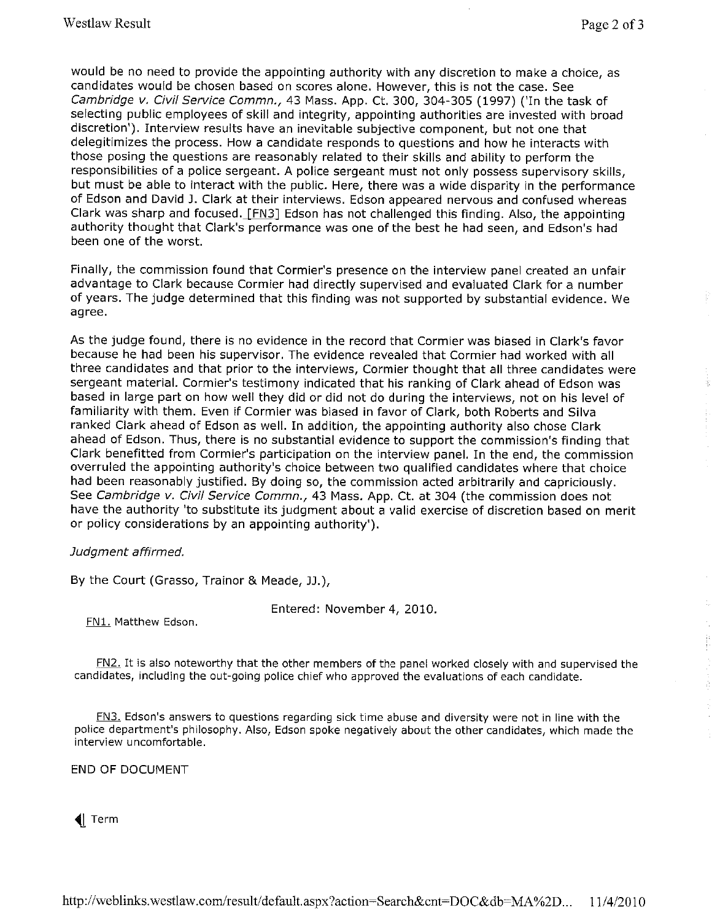would be no need to provide the appointing authority with any discretion to make a choice, as candidates would be chosen based on scores alone. However, this is not the case. See *Cambridge v. Civil Service Commn.,* 43 Mass. App. Ct. 300, 304-305 (1997) ('In the task of selecting public employees of skill and integrity, appointing authorities are invested with broad discretion'). Interview results have an inevitable subjective component, but not one that delegitimizes the process. How a candidate responds to questions and how he interacts with those posing the questions are reasonably related to their skills and ability to perform the responsibilities of a police sergeant. A police sergeant must not only possess supervisory skills, but must be able to interact with the public. Here, there was a wide disparity in the performance of Edson and David J. Clark at their interviews. Edson appeared nervous and confused whereas Clark was sharp and focused. [FN3] Edson has not challenged this finding. Also, the appointing authority thought that Clark's performance was one of the best he had seen, and Edson's had been one of the worst.

Finally, the commission found that Cormier's presence on the interview panel created an unfair advantage to Clark because Cormier had directly supervised and evaluated Clark for a number of years. The judge determined that this finding was not supported by substantial evidence. We agree.

As the judge found, there is no evidence in the record that Cormier was biased in Clark's favor because he had been his supervisor. The evidence revealed that Cormier had worked with all three candidates and that prior to the interviews, Cormier thought that all three candidates were sergeant material. Cormier's testimony indicated that his ranking of Clark ahead of Edson was based in large part on how well they did or did not do during the interviews, not on his level of familiarity with them. Even if Cormier was biased in favor of Clark, both Roberts and Silva ranked Clark ahead of Edson as well. In addition, the appointing authority also chose Clark ahead of Edson. Thus, there is no substantial evidence to support the commission's finding that Clark benefitted from Cormier's participation on the interview panel. In the end, the commission overruled the appointing authority's choice between two qualified candidates where that choice had been reasonably justified. By doing so, the commission acted arbitrarily and capriciously. See *Cambridge v. Civil Service Commn.,* 43 Mass. App. Ct. at 304 (the commission does not have the authority 'to substitute its judgment about a valid exercise of discretion based on merit or policy considerations by an appointing authority').

*Judgment affirmed.*

By the Court (Grasso, Trainor & Meade, JJ.),

Entered: November 4, 2010.

FN1. Matthew Edson.

FN2. It is also noteworthy that the other members of the panel worked closely with and supervised the candidates, including the out-going police chief who approved the evaluations of each candidate.

FN3. Edson's answers to questions regarding sick time abuse and diversity were not in line with the police department's philosophy. Also, Edson spoke negatively about the other candidates, which made the interview uncomfortable.

END OF DOCUMENT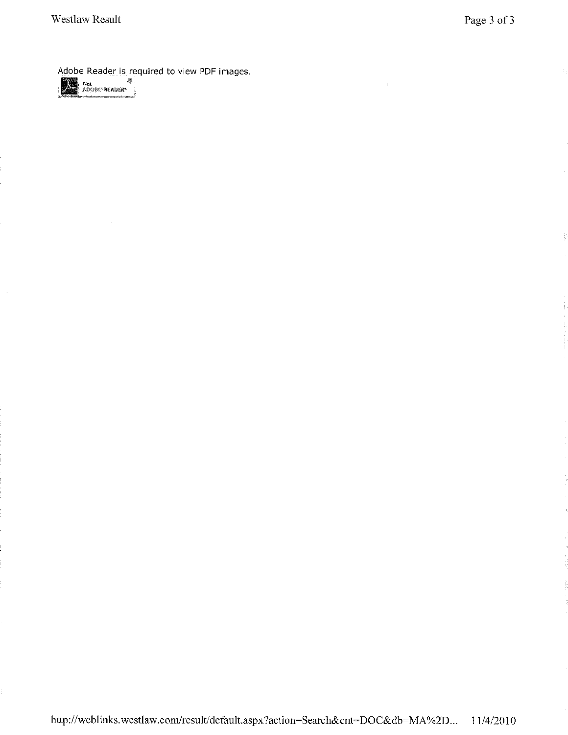Adobe Reader is required to view PDF images.